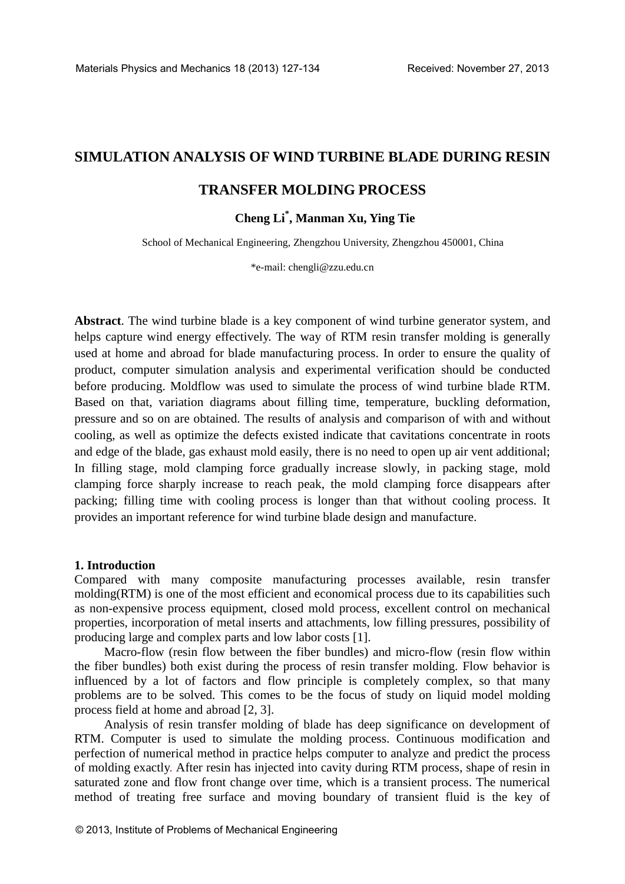# SIMULATION ANALYSIS OF WIND TURBINE BLADE DURING RESIN TRANSFER MOLDING PROCESS

**Cheng Li*, Manman Xu, Ying Tie**

School of Mechanical Engineering, Zhengzhou University, Zhengzhou 450001, China

*e-mail: chengli@zzu.edu.cn

**Abstract**. The wind turbine blade is a key component of wind turbine generator system, and helps capture wind energy effectively. The way of RTM resin transfer molding is generally used at home and abroad for blade manufacturing process. In order to ensure the quality of product, computer simulation analysis and experimental verification should be conducted before producing. Moldflow was used to simulate the process of wind turbine blade RTM. Based on that, variation diagrams about filling time, temperature, buckling deformation, pressure and so on are obtained. The results of analysis and comparison of with and without cooling, as well as optimize the defects existed indicate that cavitations concentrate in roots and edge of the blade, gas exhaust mold easily, there is no need to open up air vent additional; In filling stage, mold clamping force gradually increase slowly, in packing stage, mold clamping force sharply increase to reach peak, the mold clamping force disappears after packing; filling time with cooling process is longer than that without cooling process. It provides an important reference for wind turbine blade design and manufacture.

## 1. Introduction

Compared with many composite manufacturing processes available, resin transfer molding(RTM) is one of the most efficient and economical process due to its capabilities such as non-expensive process equipment, closed mold process, excellent control on mechanical properties, incorporation of metal inserts and attachments, low filling pressures, possibility of producing large and complex parts and low labor costs [1].

Macro-flow (resin flow between the fiber bundles) and micro-flow (resin flow within the fiber bundles) both exist during the process of resin transfer molding. Flow behavior is influenced by a lot of factors and flow principle is completely complex, so that many problems are to be solved. This comes to be the focus of study on liquid model molding process field at home and abroad [2, 3].

Analysis of resin transfer molding of blade has deep significance on development of RTM. Computer is used to simulate the molding process. Continuous modification and perfection of numerical method in practice helps computer to analyze and predict the process of molding exactly. After resin has injected into cavity during RTM process, shape of resin in saturated zone and flow front change over time, which is a transient process. The numerical method of treating free surface and moving boundary of transient fluid is the key of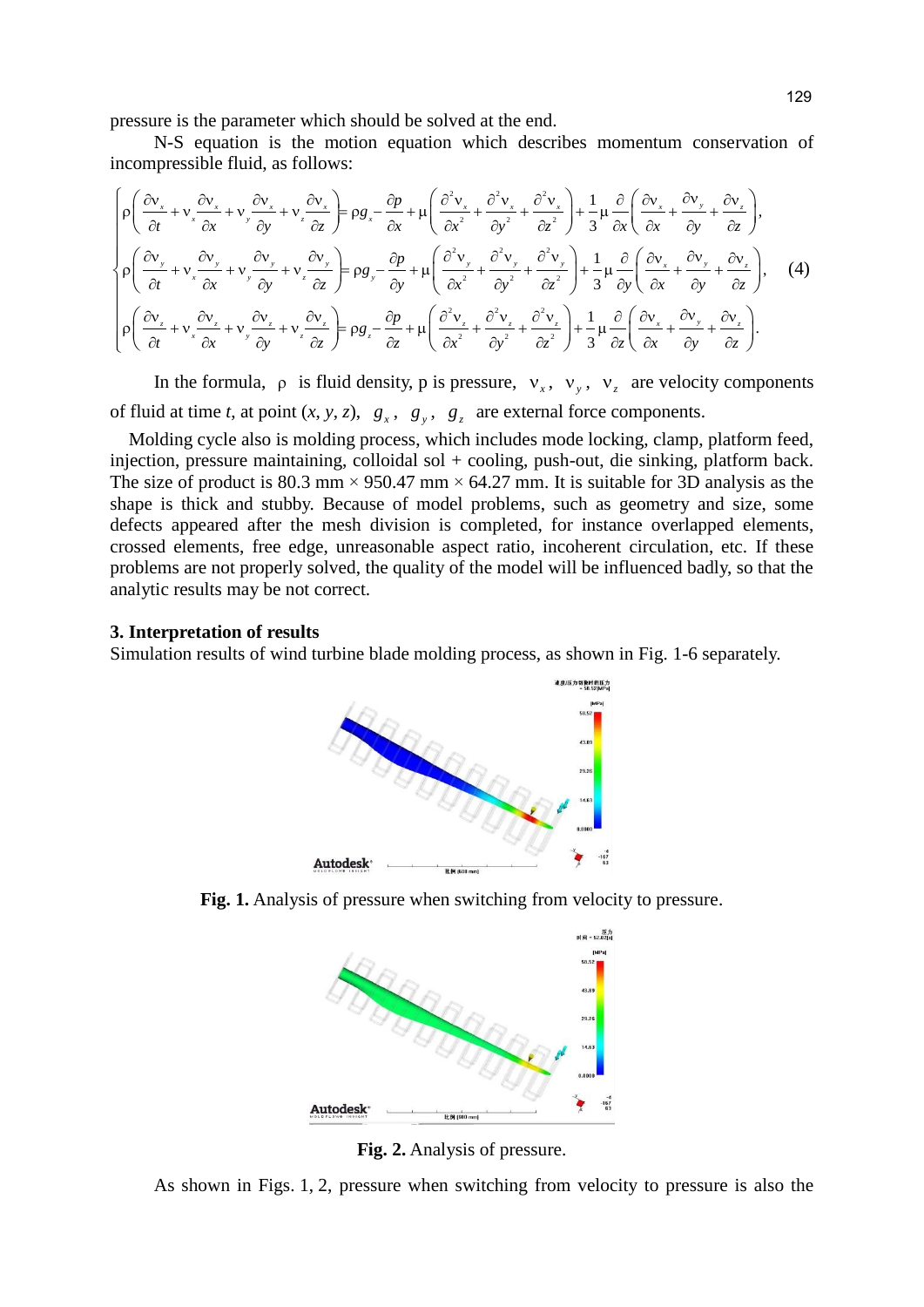pressure is the parameter which should be solved at the end.

N-S equation is the motion equation which describes momentum conservation of incompressible fluid, as follows:

$$
\begin{cases}
\rho\left(\dfrac{\partial v_x}{\partial t}+v_x\dfrac{\partial v_x}{\partial x}+v_y\dfrac{\partial v_x}{\partial y}+v_z\dfrac{\partial v_x}{\partial z}\right)=\rho g_x-\dfrac{\partial p}{\partial x}+\mu\left(\dfrac{\partial^2 v_x}{\partial x^2}+\dfrac{\partial^2 v_x}{\partial y^2}+\dfrac{\partial^2 v_x}{\partial z^2}\right)+\dfrac{1}{3}\mu\dfrac{\partial}{\partial x}\left(\dfrac{\partial v_x}{\partial x}+\dfrac{\partial v_y}{\partial y}+\dfrac{\partial v_z}{\partial z}\right), \\
\rho\left(\dfrac{\partial v_y}{\partial t}+v_x\dfrac{\partial v_y}{\partial x}+v_y\dfrac{\partial v_y}{\partial y}+v_z\dfrac{\partial v_y}{\partial z}\right)=\rho g_y-\dfrac{\partial p}{\partial y}+\mu\left(\dfrac{\partial^2 v_y}{\partial x^2}+\dfrac{\partial^2 v_y}{\partial y^2}+\dfrac{\partial^2 v_y}{\partial z^2}\right)+\dfrac{1}{3}\mu\dfrac{\partial}{\partial y}\left(\dfrac{\partial v_x}{\partial x}+\dfrac{\partial v_y}{\partial y}+\dfrac{\partial v_z}{\partial z}\right), \\
\rho\left(\dfrac{\partial v_z}{\partial t}+v_x\dfrac{\partial v_z}{\partial x}+v_y\dfrac{\partial v_z}{\partial y}+v_z\dfrac{\partial v_z}{\partial z}\right)=\rho g_z-\dfrac{\partial p}{\partial z}+\mu\left(\dfrac{\partial^2 v_z}{\partial x^2}+\dfrac{\partial^2 v_z}{\partial y^2}+\dfrac{\partial^2 v_z}{\partial z^2}\right)+\dfrac{1}{3}\mu\dfrac{\partial}{\partial z}\left(\dfrac{\partial v_x}{\partial x}+\dfrac{\partial v_y}{\partial y}+\dfrac{\partial v_z}{\partial z}\right).
\end{cases}
\quad (4)
$$

In the formula, $\rho$ is fluid density, p is pressure, $v_x$, $v_y$, $v_z$ are velocity components of fluid at time *t*, at point (*x*, *y*, *z*), $g_x$, $g_y$, $g_z$ are external force components.

Molding cycle also is molding process, which includes mode locking, clamp, platform feed, injection, pressure maintaining, colloidal sol + cooling, push-out, die sinking, platform back. The size of product is 80.3 mm × 950.47 mm × 64.27 mm. It is suitable for 3D analysis as the shape is thick and stubby. Because of model problems, such as geometry and size, some defects appeared after the mesh division is completed, for instance overlapped elements, crossed elements, free edge, unreasonable aspect ratio, incoherent circulation, etc. If these problems are not properly solved, the quality of the model will be influenced badly, so that the analytic results may be not correct.

### 3. Interpretation of results

Simulation results of wind turbine blade molding process, as shown in Fig. 1-6 separately.

**Fig. 1.** Analysis of pressure when switching from velocity to pressure.

**Fig. 2.** Analysis of pressure.

As shown in Figs. 1, 2, pressure when switching from velocity to pressure is also the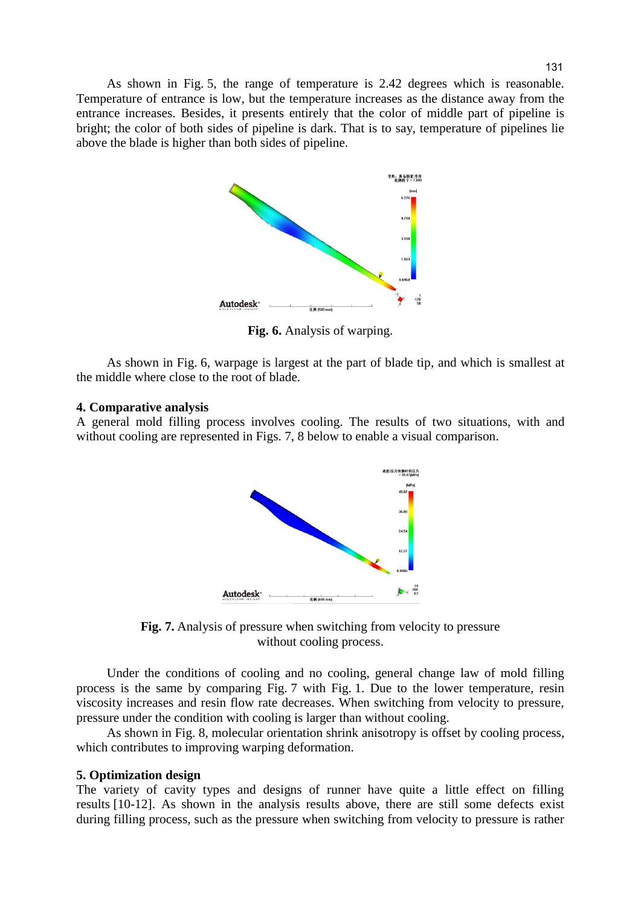As shown in Fig. 5, the range of temperature is 2.42 degrees which is reasonable. Temperature of entrance is low, but the temperature increases as the distance away from the entrance increases. Besides, it presents entirely that the color of middle part of pipeline is bright; the color of both sides of pipeline is dark. That is to say, temperature of pipelines lie above the blade is higher than both sides of pipeline.

**Fig. 6.** Analysis of warping.

As shown in Fig. 6, warpage is largest at the part of blade tip, and which is smallest at the middle where close to the root of blade.

## 4. Comparative analysis

A general mold filling process involves cooling. The results of two situations, with and without cooling are represented in Figs. 7, 8 below to enable a visual comparison.

**Fig. 7.** Analysis of pressure when switching from velocity to pressure without cooling process.

Under the conditions of cooling and no cooling, general change law of mold filling process is the same by comparing Fig. 7 with Fig. 1. Due to the lower temperature, resin viscosity increases and resin flow rate decreases. When switching from velocity to pressure, pressure under the condition with cooling is larger than without cooling.

As shown in Fig. 8, molecular orientation shrink anisotropy is offset by cooling process, which contributes to improving warping deformation.

## 5. Optimization design

The variety of cavity types and designs of runner have quite a little effect on filling results [10-12]. As shown in the analysis results above, there are still some defects exist during filling process, such as the pressure when switching from velocity to pressure is rather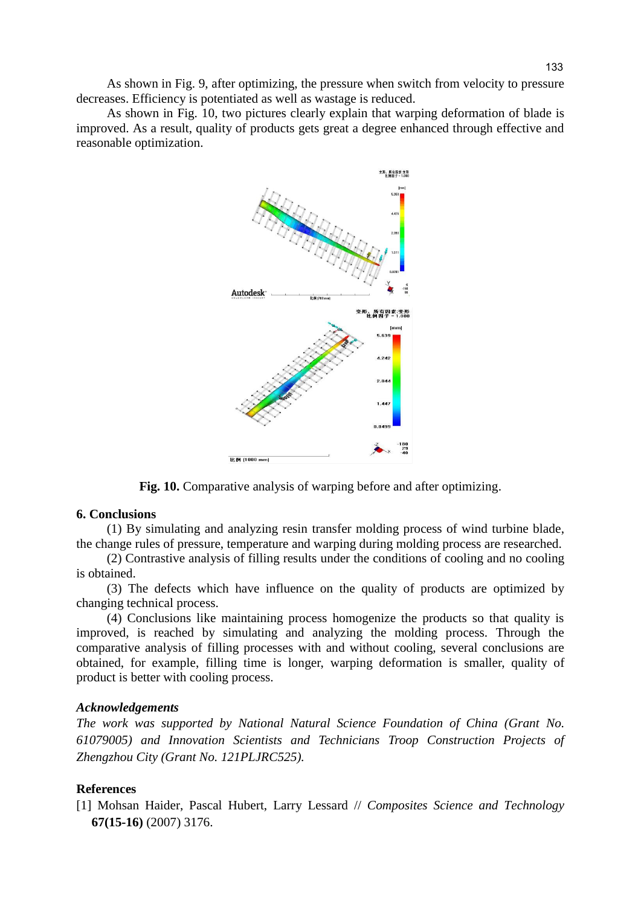As shown in Fig. 9, after optimizing, the pressure when switch from velocity to pressure decreases. Efficiency is potentiated as well as wastage is reduced.

As shown in Fig. 10, two pictures clearly explain that warping deformation of blade is improved. As a result, quality of products gets great a degree enhanced through effective and reasonable optimization.

**Fig. 10.** Comparative analysis of warping before and after optimizing.

## 6. Conclusions

(1) By simulating and analyzing resin transfer molding process of wind turbine blade, the change rules of pressure, temperature and warping during molding process are researched.

(2) Contrastive analysis of filling results under the conditions of cooling and no cooling is obtained.

(3) The defects which have influence on the quality of products are optimized by changing technical process.

(4) Conclusions like maintaining process homogenize the products so that quality is improved, is reached by simulating and analyzing the molding process. Through the comparative analysis of filling processes with and without cooling, several conclusions are obtained, for example, filling time is longer, warping deformation is smaller, quality of product is better with cooling process.

### *Acknowledgements*

*The work was supported by National Natural Science Foundation of China (Grant No. 61079005) and Innovation Scientists and Technicians Troop Construction Projects of Zhengzhou City (Grant No. 121PLJRC525).*

## References

[1] Mohsan Haider, Pascal Hubert, Larry Lessard // *Composites Science and Technology* **67(15-16)** (2007) 3176.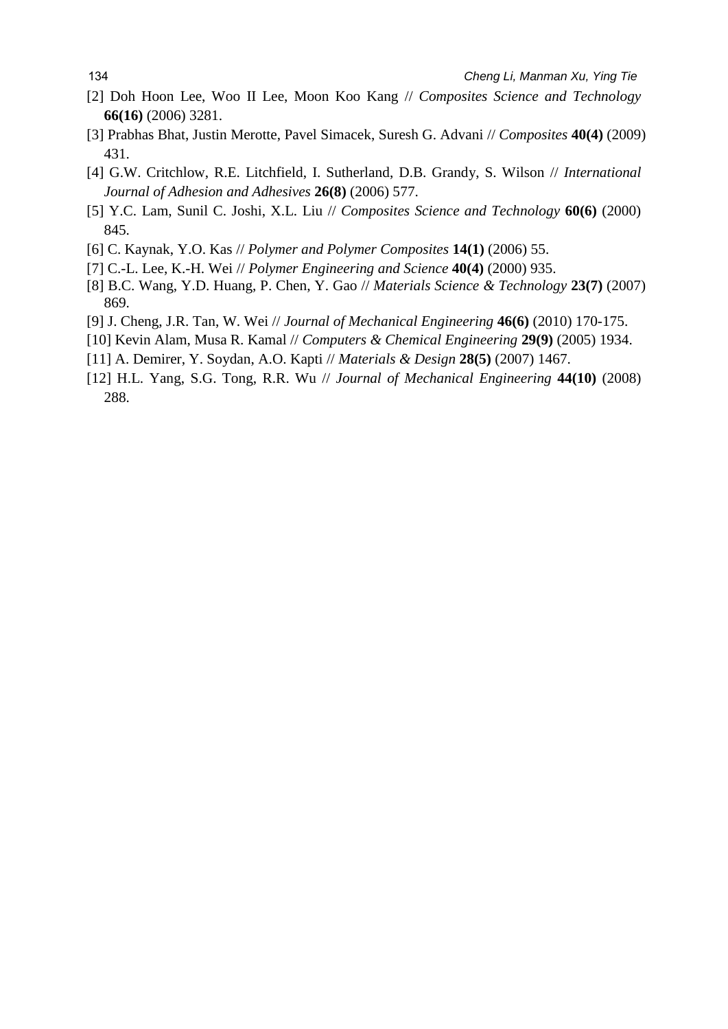[2] Doh Hoon Lee, Woo Il Lee, Moon Koo Kang // *Composites Science and Technology* **66(16)** (2006) 3281.

[3] Prabhas Bhat, Justin Merotte, Pavel Simacek, Suresh G. Advani // *Composites* **40(4)** (2009) 431.

[4] G.W. Critchlow, R.E. Litchfield, I. Sutherland, D.B. Grandy, S. Wilson // *International Journal of Adhesion and Adhesives* **26(8)** (2006) 577.

[5] Y.C. Lam, Sunil C. Joshi, X.L. Liu // *Composites Science and Technology* **60(6)** (2000) 845.

[6] C. Kaynak, Y.O. Kas // *Polymer and Polymer Composites* **14(1)** (2006) 55.

[7] C.-L. Lee, K.-H. Wei // *Polymer Engineering and Science* **40(4)** (2000) 935.

[8] B.C. Wang, Y.D. Huang, P. Chen, Y. Gao // *Materials Science & Technology* **23(7)** (2007) 869.

[9] J. Cheng, J.R. Tan, W. Wei // *Journal of Mechanical Engineering* **46(6)** (2010) 170-175.

[10] Kevin Alam, Musa R. Kamal // *Computers & Chemical Engineering* **29(9)** (2005) 1934.

[11] A. Demirer, Y. Soydan, A.O. Kapti // *Materials & Design* **28(5)** (2007) 1467.

[12] H.L. Yang, S.G. Tong, R.R. Wu // *Journal of Mechanical Engineering* **44(10)** (2008) 288.